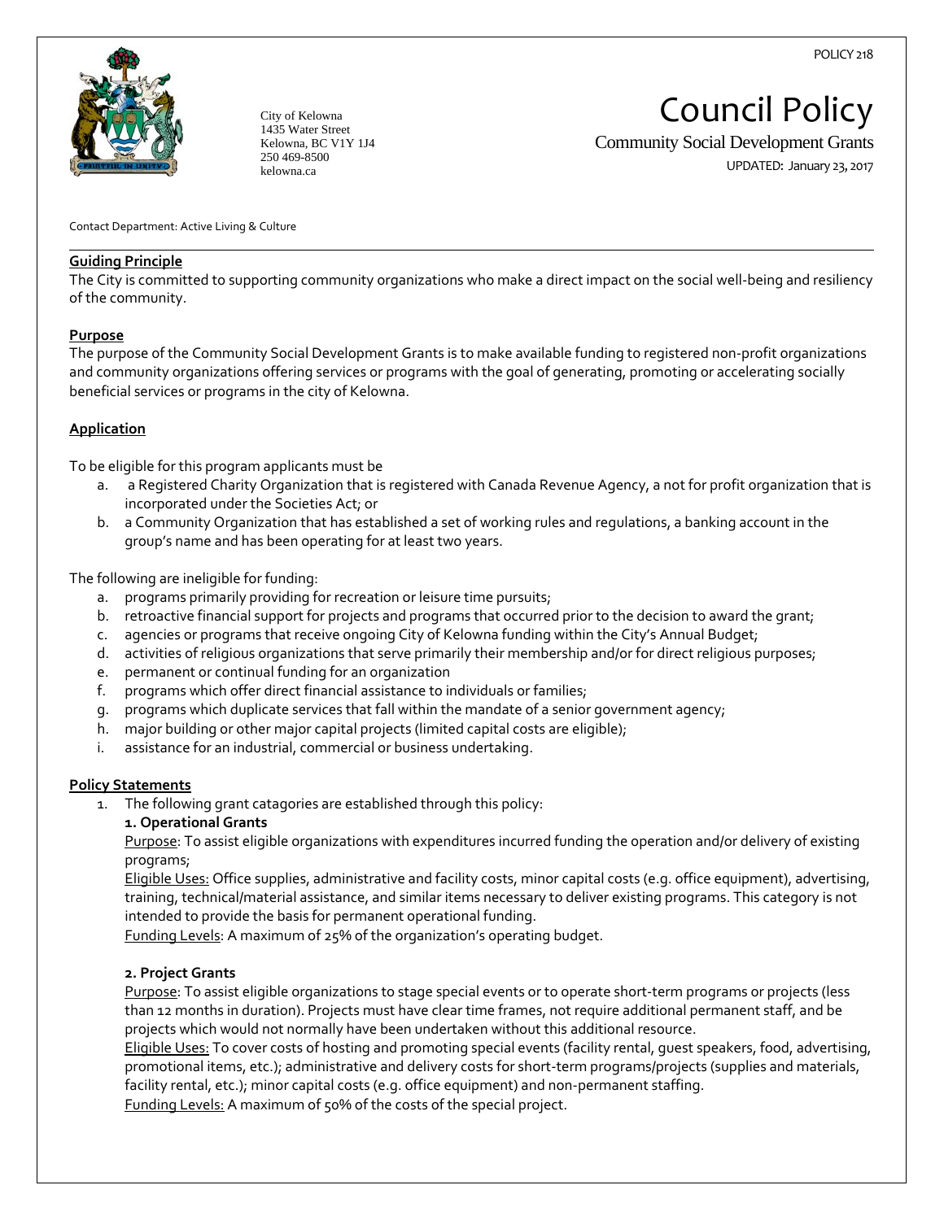POLICY 218

City of Kelowna
1435 Water Street
Kelowna, BC V1Y 1J4
250 469-8500
kelowna.ca

# Council Policy

## Community Social Development Grants

UPDATED: January 23, 2017

Contact Department: Active Living & Culture

**Guiding Principle**

The City is committed to supporting community organizations who make a direct impact on the social well-being and resiliency of the community.

**Purpose**

The purpose of the Community Social Development Grants is to make available funding to registered non-profit organizations and community organizations offering services or programs with the goal of generating, promoting or accelerating socially beneficial services or programs in the city of Kelowna.

**Application**

To be eligible for this program applicants must be

a. a Registered Charity Organization that is registered with Canada Revenue Agency, a not for profit organization that is incorporated under the Societies Act; or
b. a Community Organization that has established a set of working rules and regulations, a banking account in the group's name and has been operating for at least two years.

The following are ineligible for funding:

a. programs primarily providing for recreation or leisure time pursuits;
b. retroactive financial support for projects and programs that occurred prior to the decision to award the grant;
c. agencies or programs that receive ongoing City of Kelowna funding within the City's Annual Budget;
d. activities of religious organizations that serve primarily their membership and/or for direct religious purposes;
e. permanent or continual funding for an organization
f. programs which offer direct financial assistance to individuals or families;
g. programs which duplicate services that fall within the mandate of a senior government agency;
h. major building or other major capital projects (limited capital costs are eligible);
i. assistance for an industrial, commercial or business undertaking.

**Policy Statements**

1. The following grant catagories are established through this policy:

   **1. Operational Grants**

   Purpose: To assist eligible organizations with expenditures incurred funding the operation and/or delivery of existing programs;

   Eligible Uses: Office supplies, administrative and facility costs, minor capital costs (e.g. office equipment), advertising, training, technical/material assistance, and similar items necessary to deliver existing programs. This category is not intended to provide the basis for permanent operational funding.

   Funding Levels: A maximum of 25% of the organization's operating budget.

   **2. Project Grants**

   Purpose: To assist eligible organizations to stage special events or to operate short-term programs or projects (less than 12 months in duration). Projects must have clear time frames, not require additional permanent staff, and be projects which would not normally have been undertaken without this additional resource.

   Eligible Uses: To cover costs of hosting and promoting special events (facility rental, guest speakers, food, advertising, promotional items, etc.); administrative and delivery costs for short-term programs/projects (supplies and materials, facility rental, etc.); minor capital costs (e.g. office equipment) and non-permanent staffing.

   Funding Levels: A maximum of 50% of the costs of the special project.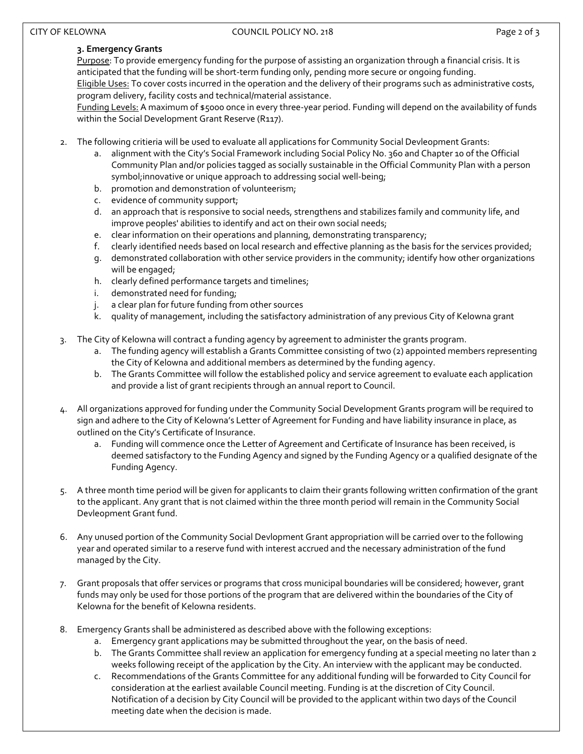**3. Emergency Grants**

Purpose: To provide emergency funding for the purpose of assisting an organization through a financial crisis. It is anticipated that the funding will be short-term funding only, pending more secure or ongoing funding.

Eligible Uses: To cover costs incurred in the operation and the delivery of their programs such as administrative costs, program delivery, facility costs and technical/material assistance.

Funding Levels: A maximum of $5000 once in every three-year period. Funding will depend on the availability of funds within the Social Development Grant Reserve (R117).

2. The following critieria will be used to evaluate all applications for Community Social Devleopment Grants:
   a. alignment with the City's Social Framework including Social Policy No. 360 and Chapter 10 of the Official Community Plan and/or policies tagged as socially sustainable in the Official Community Plan with a person symbol;innovative or unique approach to addressing social well-being;
   b. promotion and demonstration of volunteerism;
   c. evidence of community support;
   d. an approach that is responsive to social needs, strengthens and stabilizes family and community life, and improve peoples' abilities to identify and act on their own social needs;
   e. clear information on their operations and planning, demonstrating transparency;
   f. clearly identified needs based on local research and effective planning as the basis for the services provided;
   g. demonstrated collaboration with other service providers in the community; identify how other organizations will be engaged;
   h. clearly defined performance targets and timelines;
   i. demonstrated need for funding;
   j. a clear plan for future funding from other sources
   k. quality of management, including the satisfactory administration of any previous City of Kelowna grant

3. The City of Kelowna will contract a funding agency by agreement to administer the grants program.
   a. The funding agency will establish a Grants Committee consisting of two (2) appointed members representing the City of Kelowna and additional members as determined by the funding agency.
   b. The Grants Committee will follow the established policy and service agreement to evaluate each application and provide a list of grant recipients through an annual report to Council.

4. All organizations approved for funding under the Community Social Development Grants program will be required to sign and adhere to the City of Kelowna's Letter of Agreement for Funding and have liability insurance in place, as outlined on the City's Certificate of Insurance.
   a. Funding will commence once the Letter of Agreement and Certificate of Insurance has been received, is deemed satisfactory to the Funding Agency and signed by the Funding Agency or a qualified designate of the Funding Agency.

5. A three month time period will be given for applicants to claim their grants following written confirmation of the grant to the applicant. Any grant that is not claimed within the three month period will remain in the Community Social Devleopment Grant fund.

6. Any unused portion of the Community Social Devlopment Grant appropriation will be carried over to the following year and operated similar to a reserve fund with interest accrued and the necessary administration of the fund managed by the City.

7. Grant proposals that offer services or programs that cross municipal boundaries will be considered; however, grant funds may only be used for those portions of the program that are delivered within the boundaries of the City of Kelowna for the benefit of Kelowna residents.

8. Emergency Grants shall be administered as described above with the following exceptions:
   a. Emergency grant applications may be submitted throughout the year, on the basis of need.
   b. The Grants Committee shall review an application for emergency funding at a special meeting no later than 2 weeks following receipt of the application by the City. An interview with the applicant may be conducted.
   c. Recommendations of the Grants Committee for any additional funding will be forwarded to City Council for consideration at the earliest available Council meeting. Funding is at the discretion of City Council. Notification of a decision by City Council will be provided to the applicant within two days of the Council meeting date when the decision is made.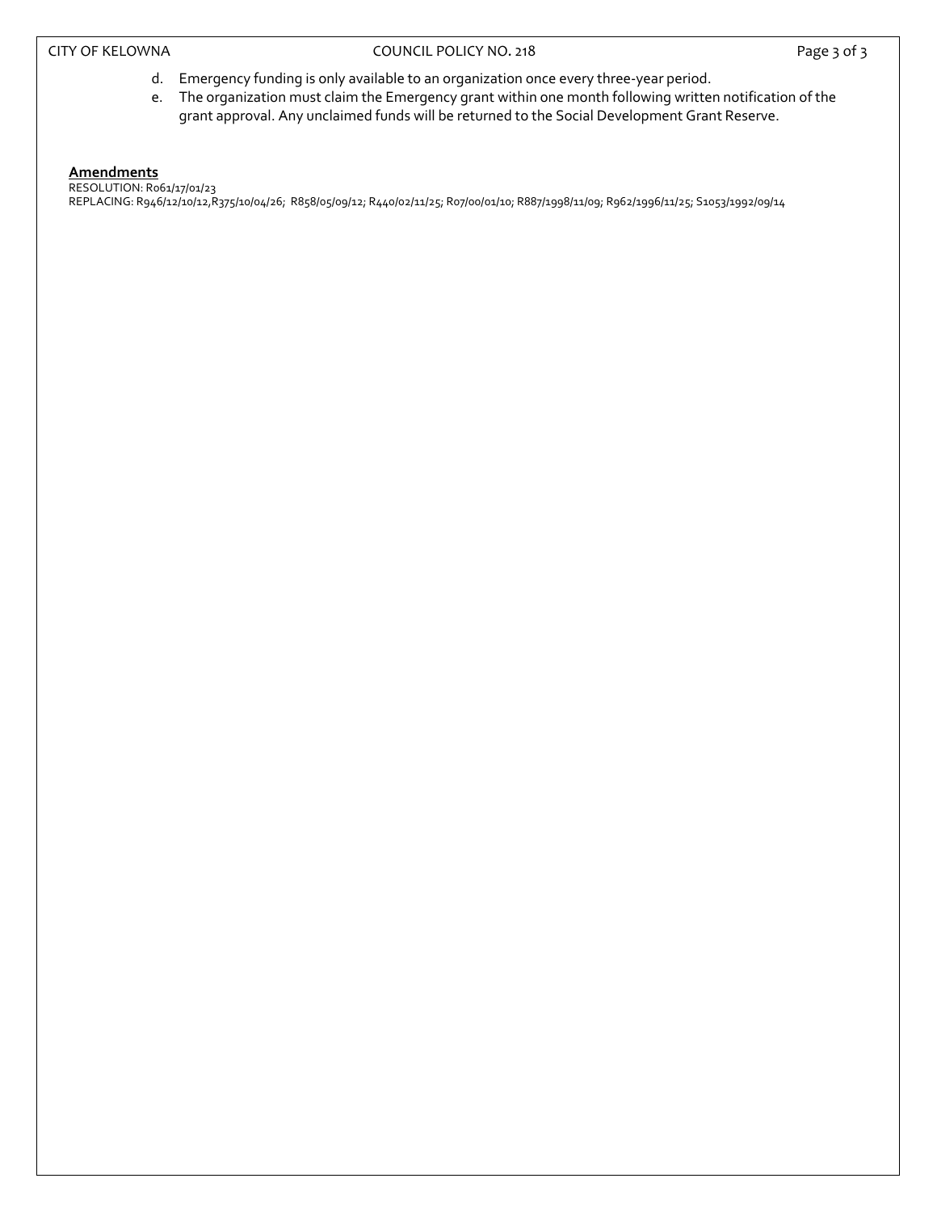d. Emergency funding is only available to an organization once every three-year period.
e. The organization must claim the Emergency grant within one month following written notification of the grant approval. Any unclaimed funds will be returned to the Social Development Grant Reserve.

**Amendments**

RESOLUTION: R061/17/01/23
REPLACING: R946/12/10/12,R375/10/04/26; R858/05/09/12; R440/02/11/25; R07/00/01/10; R887/1998/11/09; R962/1996/11/25; S1053/1992/09/14